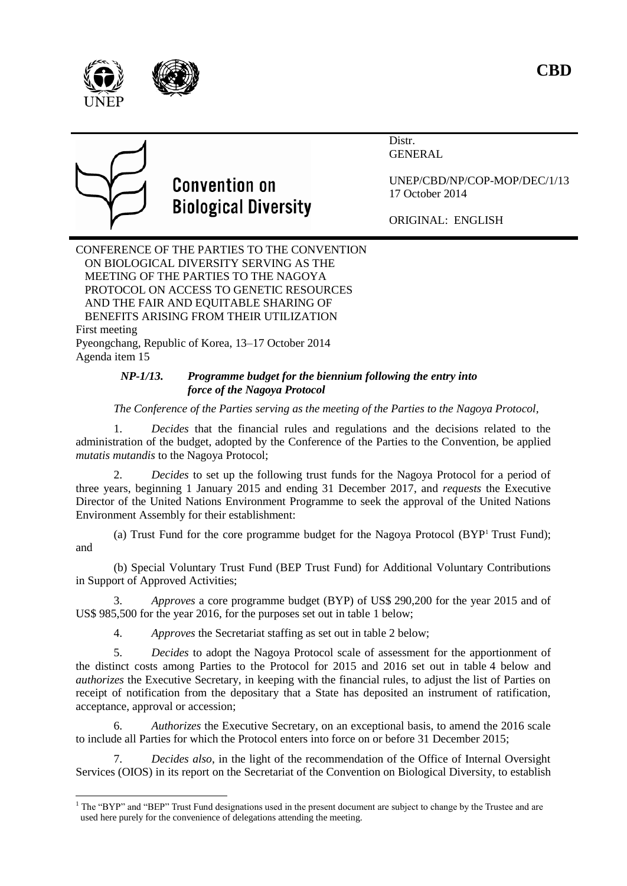CBD

Convention on Biological Diversity

Distr.
GENERAL

UNEP/CBD/NP/COP-MOP/DEC/1/13
17 October 2014

ORIGINAL: ENGLISH

CONFERENCE OF THE PARTIES TO THE CONVENTION ON BIOLOGICAL DIVERSITY SERVING AS THE MEETING OF THE PARTIES TO THE NAGOYA PROTOCOL ON ACCESS TO GENETIC RESOURCES AND THE FAIR AND EQUITABLE SHARING OF BENEFITS ARISING FROM THEIR UTILIZATION
First meeting
Pyeongchang, Republic of Korea, 13–17 October 2014
Agenda item 15

## *NP-1/13. Programme budget for the biennium following the entry into force of the Nagoya Protocol*

*The Conference of the Parties serving as the meeting of the Parties to the Nagoya Protocol*,

1. *Decides* that the financial rules and regulations and the decisions related to the administration of the budget, adopted by the Conference of the Parties to the Convention, be applied *mutatis mutandis* to the Nagoya Protocol;

2. *Decides* to set up the following trust funds for the Nagoya Protocol for a period of three years, beginning 1 January 2015 and ending 31 December 2017, and *requests* the Executive Director of the United Nations Environment Programme to seek the approval of the United Nations Environment Assembly for their establishment:

(a) Trust Fund for the core programme budget for the Nagoya Protocol (BYP[1] Trust Fund); and

(b) Special Voluntary Trust Fund (BEP Trust Fund) for Additional Voluntary Contributions in Support of Approved Activities;

3. *Approves* a core programme budget (BYP) of US$ 290,200 for the year 2015 and of US$ 985,500 for the year 2016, for the purposes set out in table 1 below;

4. *Approves* the Secretariat staffing as set out in table 2 below;

5. *Decides* to adopt the Nagoya Protocol scale of assessment for the apportionment of the distinct costs among Parties to the Protocol for 2015 and 2016 set out in table 4 below and *authorizes* the Executive Secretary, in keeping with the financial rules, to adjust the list of Parties on receipt of notification from the depositary that a State has deposited an instrument of ratification, acceptance, approval or accession;

6. *Authorizes* the Executive Secretary, on an exceptional basis, to amend the 2016 scale to include all Parties for which the Protocol enters into force on or before 31 December 2015;

7. *Decides also*, in the light of the recommendation of the Office of Internal Oversight Services (OIOS) in its report on the Secretariat of the Convention on Biological Diversity, to establish

[1] The "BYP" and "BEP" Trust Fund designations used in the present document are subject to change by the Trustee and are used here purely for the convenience of delegations attending the meeting.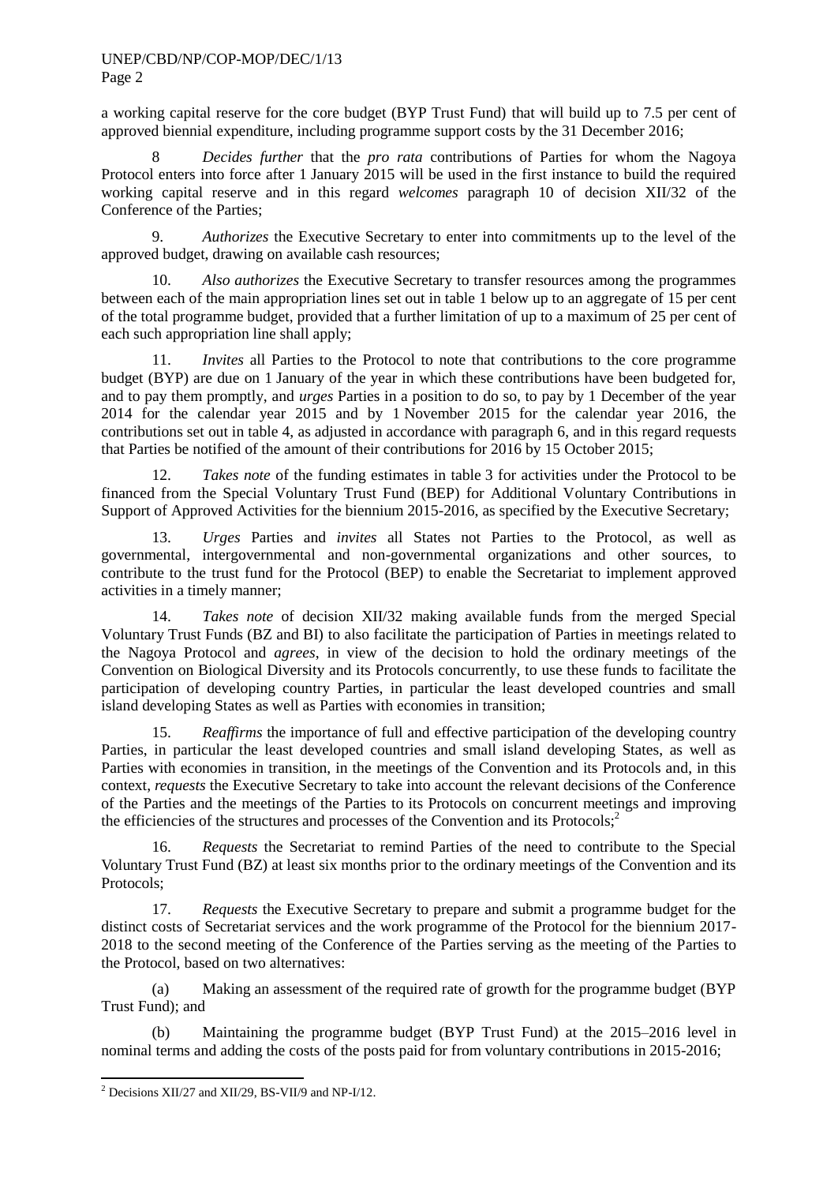a working capital reserve for the core budget (BYP Trust Fund) that will build up to 7.5 per cent of approved biennial expenditure, including programme support costs by the 31 December 2016;

8 *Decides further* that the *pro rata* contributions of Parties for whom the Nagoya Protocol enters into force after 1 January 2015 will be used in the first instance to build the required working capital reserve and in this regard *welcomes* paragraph 10 of decision XII/32 of the Conference of the Parties;

9. *Authorizes* the Executive Secretary to enter into commitments up to the level of the approved budget, drawing on available cash resources;

10. *Also authorizes* the Executive Secretary to transfer resources among the programmes between each of the main appropriation lines set out in table 1 below up to an aggregate of 15 per cent of the total programme budget, provided that a further limitation of up to a maximum of 25 per cent of each such appropriation line shall apply;

11. *Invites* all Parties to the Protocol to note that contributions to the core programme budget (BYP) are due on 1 January of the year in which these contributions have been budgeted for, and to pay them promptly, and *urges* Parties in a position to do so, to pay by 1 December of the year 2014 for the calendar year 2015 and by 1 November 2015 for the calendar year 2016, the contributions set out in table 4, as adjusted in accordance with paragraph 6, and in this regard requests that Parties be notified of the amount of their contributions for 2016 by 15 October 2015;

12. *Takes note* of the funding estimates in table 3 for activities under the Protocol to be financed from the Special Voluntary Trust Fund (BEP) for Additional Voluntary Contributions in Support of Approved Activities for the biennium 2015-2016, as specified by the Executive Secretary;

13. *Urges* Parties and *invites* all States not Parties to the Protocol, as well as governmental, intergovernmental and non-governmental organizations and other sources, to contribute to the trust fund for the Protocol (BEP) to enable the Secretariat to implement approved activities in a timely manner;

14. *Takes note* of decision XII/32 making available funds from the merged Special Voluntary Trust Funds (BZ and BI) to also facilitate the participation of Parties in meetings related to the Nagoya Protocol and *agrees*, in view of the decision to hold the ordinary meetings of the Convention on Biological Diversity and its Protocols concurrently, to use these funds to facilitate the participation of developing country Parties, in particular the least developed countries and small island developing States as well as Parties with economies in transition;

15. *Reaffirms* the importance of full and effective participation of the developing country Parties, in particular the least developed countries and small island developing States, as well as Parties with economies in transition, in the meetings of the Convention and its Protocols and, in this context, *requests* the Executive Secretary to take into account the relevant decisions of the Conference of the Parties and the meetings of the Parties to its Protocols on concurrent meetings and improving the efficiencies of the structures and processes of the Convention and its Protocols;[2]

16. *Requests* the Secretariat to remind Parties of the need to contribute to the Special Voluntary Trust Fund (BZ) at least six months prior to the ordinary meetings of the Convention and its Protocols;

17. *Requests* the Executive Secretary to prepare and submit a programme budget for the distinct costs of Secretariat services and the work programme of the Protocol for the biennium 2017-2018 to the second meeting of the Conference of the Parties serving as the meeting of the Parties to the Protocol, based on two alternatives:

(a) Making an assessment of the required rate of growth for the programme budget (BYP Trust Fund); and

(b) Maintaining the programme budget (BYP Trust Fund) at the 2015–2016 level in nominal terms and adding the costs of the posts paid for from voluntary contributions in 2015-2016;

---

[2] Decisions XII/27 and XII/29, BS-VII/9 and NP-I/12.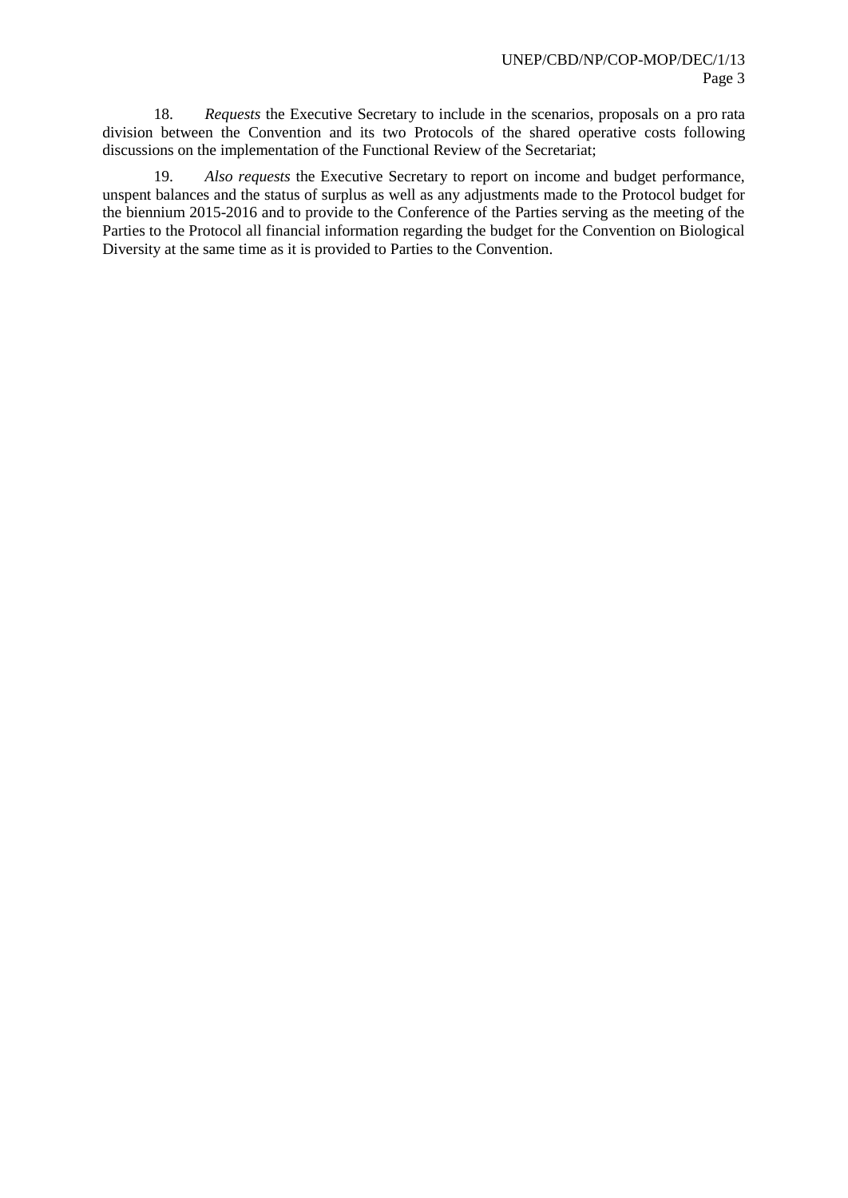18. *Requests* the Executive Secretary to include in the scenarios, proposals on a pro rata division between the Convention and its two Protocols of the shared operative costs following discussions on the implementation of the Functional Review of the Secretariat;

19. *Also requests* the Executive Secretary to report on income and budget performance, unspent balances and the status of surplus as well as any adjustments made to the Protocol budget for the biennium 2015-2016 and to provide to the Conference of the Parties serving as the meeting of the Parties to the Protocol all financial information regarding the budget for the Convention on Biological Diversity at the same time as it is provided to Parties to the Convention.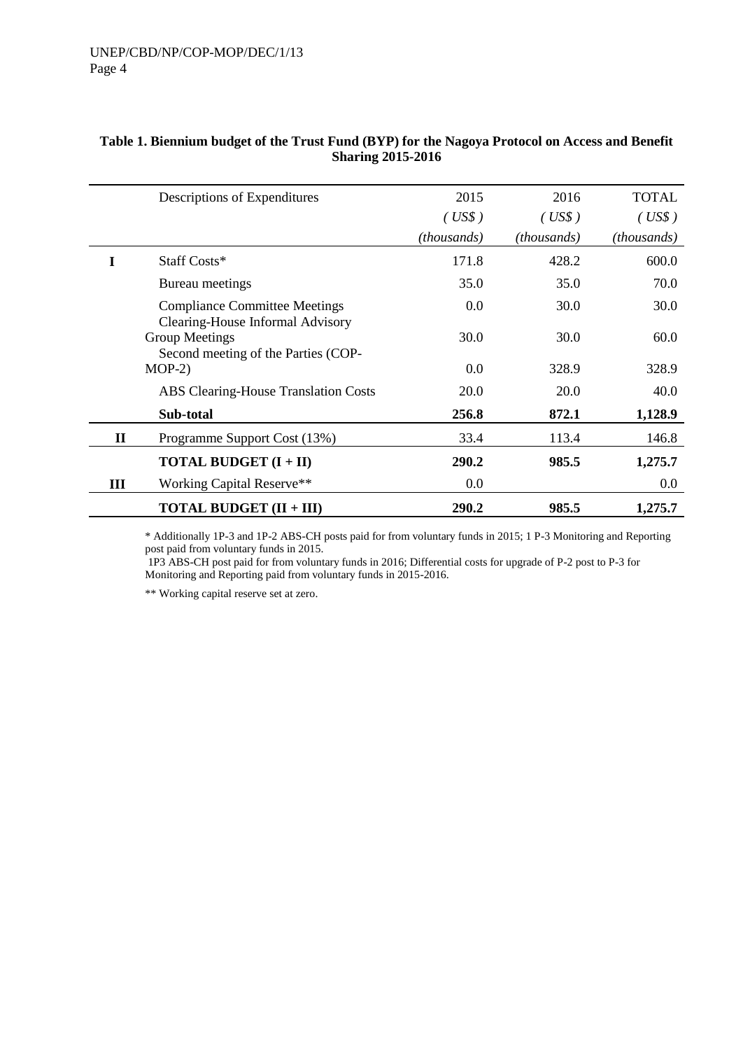**Table 1. Biennium budget of the Trust Fund (BYP) for the Nagoya Protocol on Access and Benefit Sharing 2015-2016**

| | Descriptions of Expenditures | 2015 ( US$ ) *(thousands)* | 2016 ( US$ ) *(thousands)* | TOTAL ( US$ ) *(thousands)* |
|---|---|---|---|---|
| **I** | Staff Costs* | 171.8 | 428.2 | 600.0 |
| | Bureau meetings | 35.0 | 35.0 | 70.0 |
| | Compliance Committee Meetings | 0.0 | 30.0 | 30.0 |
| | Clearing-House Informal Advisory Group Meetings | 30.0 | 30.0 | 60.0 |
| | Second meeting of the Parties (COP-MOP-2) | 0.0 | 328.9 | 328.9 |
| | ABS Clearing-House Translation Costs | 20.0 | 20.0 | 40.0 |
| | **Sub-total** | **256.8** | **872.1** | **1,128.9** |
| **II** | Programme Support Cost (13%) | 33.4 | 113.4 | 146.8 |
| | **TOTAL BUDGET (I + II)** | **290.2** | **985.5** | **1,275.7** |
| **III** | Working Capital Reserve** | 0.0 | | 0.0 |
| | **TOTAL BUDGET (II + III)** | **290.2** | **985.5** | **1,275.7** |

\* Additionally 1P-3 and 1P-2 ABS-CH posts paid for from voluntary funds in 2015; 1 P-3 Monitoring and Reporting post paid from voluntary funds in 2015.

1P3 ABS-CH post paid for from voluntary funds in 2016; Differential costs for upgrade of P-2 post to P-3 for Monitoring and Reporting paid from voluntary funds in 2015-2016.

** Working capital reserve set at zero.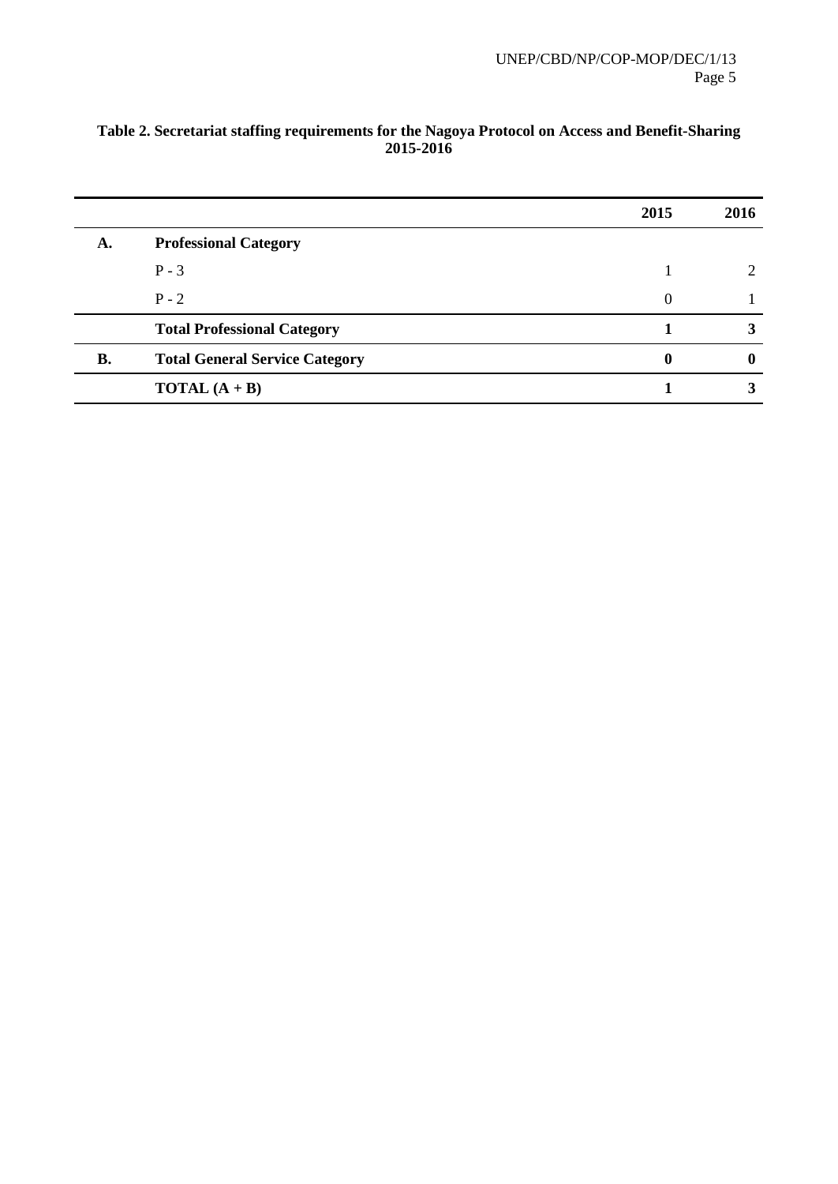**Table 2. Secretariat staffing requirements for the Nagoya Protocol on Access and Benefit-Sharing 2015-2016**

| | | 2015 | 2016 |
|---|---|---|---|
| **A.** | **Professional Category** | | |
| | P - 3 | 1 | 2 |
| | P - 2 | 0 | 1 |
| | **Total Professional Category** | **1** | **3** |
| **B.** | **Total General Service Category** | **0** | **0** |
| | **TOTAL (A + B)** | **1** | **3** |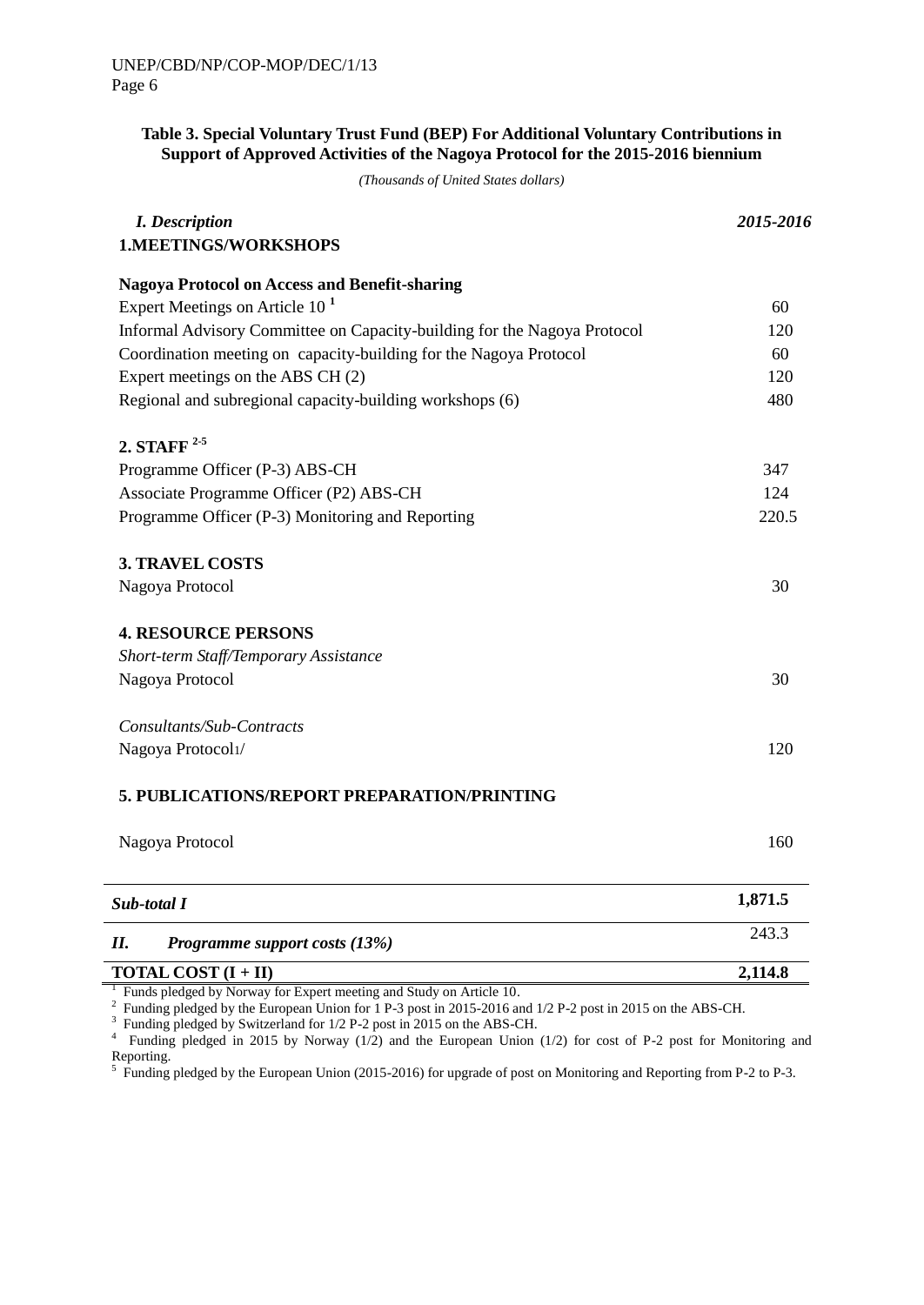**Table 3. Special Voluntary Trust Fund (BEP) For Additional Voluntary Contributions in Support of Approved Activities of the Nagoya Protocol for the 2015-2016 biennium**

*(Thousands of United States dollars)*

| *I. Description* | *2015-2016* |
|---|---|
| **1.MEETINGS/WORKSHOPS** | |
| **Nagoya Protocol on Access and Benefit-sharing** | |
| Expert Meetings on Article 10 [1] | 60 |
| Informal Advisory Committee on Capacity-building for the Nagoya Protocol | 120 |
| Coordination meeting on capacity-building for the Nagoya Protocol | 60 |
| Expert meetings on the ABS CH (2) | 120 |
| Regional and subregional capacity-building workshops (6) | 480 |
| **2. STAFF [2-5]** | |
| Programme Officer (P-3) ABS-CH | 347 |
| Associate Programme Officer (P2) ABS-CH | 124 |
| Programme Officer (P-3) Monitoring and Reporting | 220.5 |
| **3. TRAVEL COSTS** | |
| Nagoya Protocol | 30 |
| **4. RESOURCE PERSONS** | |
| *Short-term Staff/Temporary Assistance* | |
| Nagoya Protocol | 30 |
| *Consultants/Sub-Contracts* | |
| Nagoya Protocol1/ | 120 |
| **5. PUBLICATIONS/REPORT PREPARATION/PRINTING** | |
| Nagoya Protocol | 160 |
| ***Sub-total I*** | **1,871.5** |
| ***II. Programme support costs (13%)*** | 243.3 |
| **TOTAL COST (I + II)** | **2,114.8** |

[1] Funds pledged by Norway for Expert meeting and Study on Article 10.

[2] Funding pledged by the European Union for 1 P-3 post in 2015-2016 and 1/2 P-2 post in 2015 on the ABS-CH.

[3] Funding pledged by Switzerland for 1/2 P-2 post in 2015 on the ABS-CH.

[4] Funding pledged in 2015 by Norway (1/2) and the European Union (1/2) for cost of P-2 post for Monitoring and Reporting.

[5] Funding pledged by the European Union (2015-2016) for upgrade of post on Monitoring and Reporting from P-2 to P-3.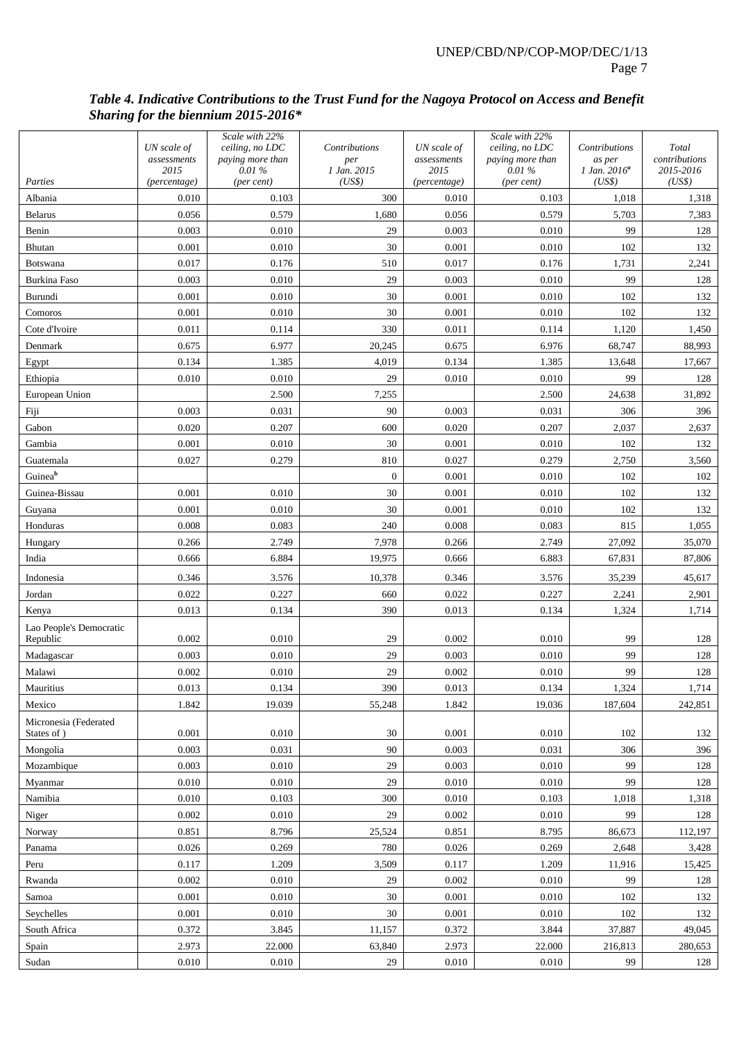***Table 4. Indicative Contributions to the Trust Fund for the Nagoya Protocol on Access and Benefit Sharing for the biennium 2015-2016****

| *Parties* | *UN scale of assessments 2015 (percentage)* | *Scale with 22% ceiling, no LDC paying more than 0.01 % (per cent)* | *Contributions per 1 Jan. 2015 (US$)* | *UN scale of assessments 2015 (percentage)* | *Scale with 22% ceiling, no LDC paying more than 0.01 % (per cent)* | *Contributions as per 1 Jan. 2016[a] (US$)* | *Total contributions 2015-2016 (US$)* |
|---|---|---|---|---|---|---|---|
| Albania | 0.010 | 0.103 | 300 | 0.010 | 0.103 | 1,018 | 1,318 |
| Belarus | 0.056 | 0.579 | 1,680 | 0.056 | 0.579 | 5,703 | 7,383 |
| Benin | 0.003 | 0.010 | 29 | 0.003 | 0.010 | 99 | 128 |
| Bhutan | 0.001 | 0.010 | 30 | 0.001 | 0.010 | 102 | 132 |
| Botswana | 0.017 | 0.176 | 510 | 0.017 | 0.176 | 1,731 | 2,241 |
| Burkina Faso | 0.003 | 0.010 | 29 | 0.003 | 0.010 | 99 | 128 |
| Burundi | 0.001 | 0.010 | 30 | 0.001 | 0.010 | 102 | 132 |
| Comoros | 0.001 | 0.010 | 30 | 0.001 | 0.010 | 102 | 132 |
| Cote d'Ivoire | 0.011 | 0.114 | 330 | 0.011 | 0.114 | 1,120 | 1,450 |
| Denmark | 0.675 | 6.977 | 20,245 | 0.675 | 6.976 | 68,747 | 88,993 |
| Egypt | 0.134 | 1.385 | 4,019 | 0.134 | 1.385 | 13,648 | 17,667 |
| Ethiopia | 0.010 | 0.010 | 29 | 0.010 | 0.010 | 99 | 128 |
| European Union | | 2.500 | 7,255 | | 2.500 | 24,638 | 31,892 |
| Fiji | 0.003 | 0.031 | 90 | 0.003 | 0.031 | 306 | 396 |
| Gabon | 0.020 | 0.207 | 600 | 0.020 | 0.207 | 2,037 | 2,637 |
| Gambia | 0.001 | 0.010 | 30 | 0.001 | 0.010 | 102 | 132 |
| Guatemala | 0.027 | 0.279 | 810 | 0.027 | 0.279 | 2,750 | 3,560 |
| Guinea[b] | | | 0 | 0.001 | 0.010 | 102 | 102 |
| Guinea-Bissau | 0.001 | 0.010 | 30 | 0.001 | 0.010 | 102 | 132 |
| Guyana | 0.001 | 0.010 | 30 | 0.001 | 0.010 | 102 | 132 |
| Honduras | 0.008 | 0.083 | 240 | 0.008 | 0.083 | 815 | 1,055 |
| Hungary | 0.266 | 2.749 | 7,978 | 0.266 | 2.749 | 27,092 | 35,070 |
| India | 0.666 | 6.884 | 19,975 | 0.666 | 6.883 | 67,831 | 87,806 |
| Indonesia | 0.346 | 3.576 | 10,378 | 0.346 | 3.576 | 35,239 | 45,617 |
| Jordan | 0.022 | 0.227 | 660 | 0.022 | 0.227 | 2,241 | 2,901 |
| Kenya | 0.013 | 0.134 | 390 | 0.013 | 0.134 | 1,324 | 1,714 |
| Lao People's Democratic Republic | 0.002 | 0.010 | 29 | 0.002 | 0.010 | 99 | 128 |
| Madagascar | 0.003 | 0.010 | 29 | 0.003 | 0.010 | 99 | 128 |
| Malawi | 0.002 | 0.010 | 29 | 0.002 | 0.010 | 99 | 128 |
| Mauritius | 0.013 | 0.134 | 390 | 0.013 | 0.134 | 1,324 | 1,714 |
| Mexico | 1.842 | 19.039 | 55,248 | 1.842 | 19.036 | 187,604 | 242,851 |
| Micronesia (Federated States of ) | 0.001 | 0.010 | 30 | 0.001 | 0.010 | 102 | 132 |
| Mongolia | 0.003 | 0.031 | 90 | 0.003 | 0.031 | 306 | 396 |
| Mozambique | 0.003 | 0.010 | 29 | 0.003 | 0.010 | 99 | 128 |
| Myanmar | 0.010 | 0.010 | 29 | 0.010 | 0.010 | 99 | 128 |
| Namibia | 0.010 | 0.103 | 300 | 0.010 | 0.103 | 1,018 | 1,318 |
| Niger | 0.002 | 0.010 | 29 | 0.002 | 0.010 | 99 | 128 |
| Norway | 0.851 | 8.796 | 25,524 | 0.851 | 8.795 | 86,673 | 112,197 |
| Panama | 0.026 | 0.269 | 780 | 0.026 | 0.269 | 2,648 | 3,428 |
| Peru | 0.117 | 1.209 | 3,509 | 0.117 | 1.209 | 11,916 | 15,425 |
| Rwanda | 0.002 | 0.010 | 29 | 0.002 | 0.010 | 99 | 128 |
| Samoa | 0.001 | 0.010 | 30 | 0.001 | 0.010 | 102 | 132 |
| Seychelles | 0.001 | 0.010 | 30 | 0.001 | 0.010 | 102 | 132 |
| South Africa | 0.372 | 3.845 | 11,157 | 0.372 | 3.844 | 37,887 | 49,045 |
| Spain | 2.973 | 22.000 | 63,840 | 2.973 | 22.000 | 216,813 | 280,653 |
| Sudan | 0.010 | 0.010 | 29 | 0.010 | 0.010 | 99 | 128 |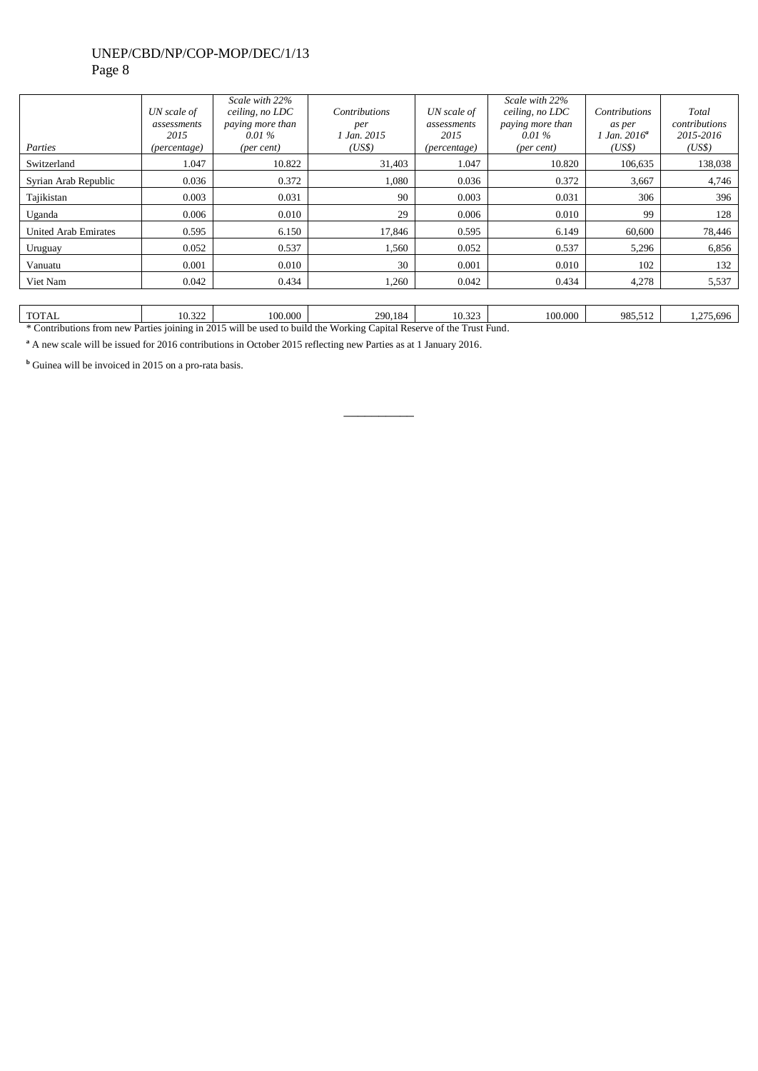| *Parties* | *UN scale of assessments 2015 (percentage)* | *Scale with 22% ceiling, no LDC paying more than 0.01 % (per cent)* | *Contributions per 1 Jan. 2015 (US$)* | *UN scale of assessments 2015 (percentage)* | *Scale with 22% ceiling, no LDC paying more than 0.01 % (per cent)* | *Contributions as per 1 Jan. 2016[a] (US$)* | *Total contributions 2015-2016 (US$)* |
|---|---|---|---|---|---|---|---|
| Switzerland | 1.047 | 10.822 | 31,403 | 1.047 | 10.820 | 106,635 | 138,038 |
| Syrian Arab Republic | 0.036 | 0.372 | 1,080 | 0.036 | 0.372 | 3,667 | 4,746 |
| Tajikistan | 0.003 | 0.031 | 90 | 0.003 | 0.031 | 306 | 396 |
| Uganda | 0.006 | 0.010 | 29 | 0.006 | 0.010 | 99 | 128 |
| United Arab Emirates | 0.595 | 6.150 | 17,846 | 0.595 | 6.149 | 60,600 | 78,446 |
| Uruguay | 0.052 | 0.537 | 1,560 | 0.052 | 0.537 | 5,296 | 6,856 |
| Vanuatu | 0.001 | 0.010 | 30 | 0.001 | 0.010 | 102 | 132 |
| Viet Nam | 0.042 | 0.434 | 1,260 | 0.042 | 0.434 | 4,278 | 5,537 |
| TOTAL | 10.322 | 100.000 | 290,184 | 10.323 | 100.000 | 985,512 | 1,275,696 |

* Contributions from new Parties joining in 2015 will be used to build the Working Capital Reserve of the Trust Fund.

[a] A new scale will be issued for 2016 contributions in October 2015 reflecting new Parties as at 1 January 2016.

[b] Guinea will be invoiced in 2015 on a pro-rata basis.

__________